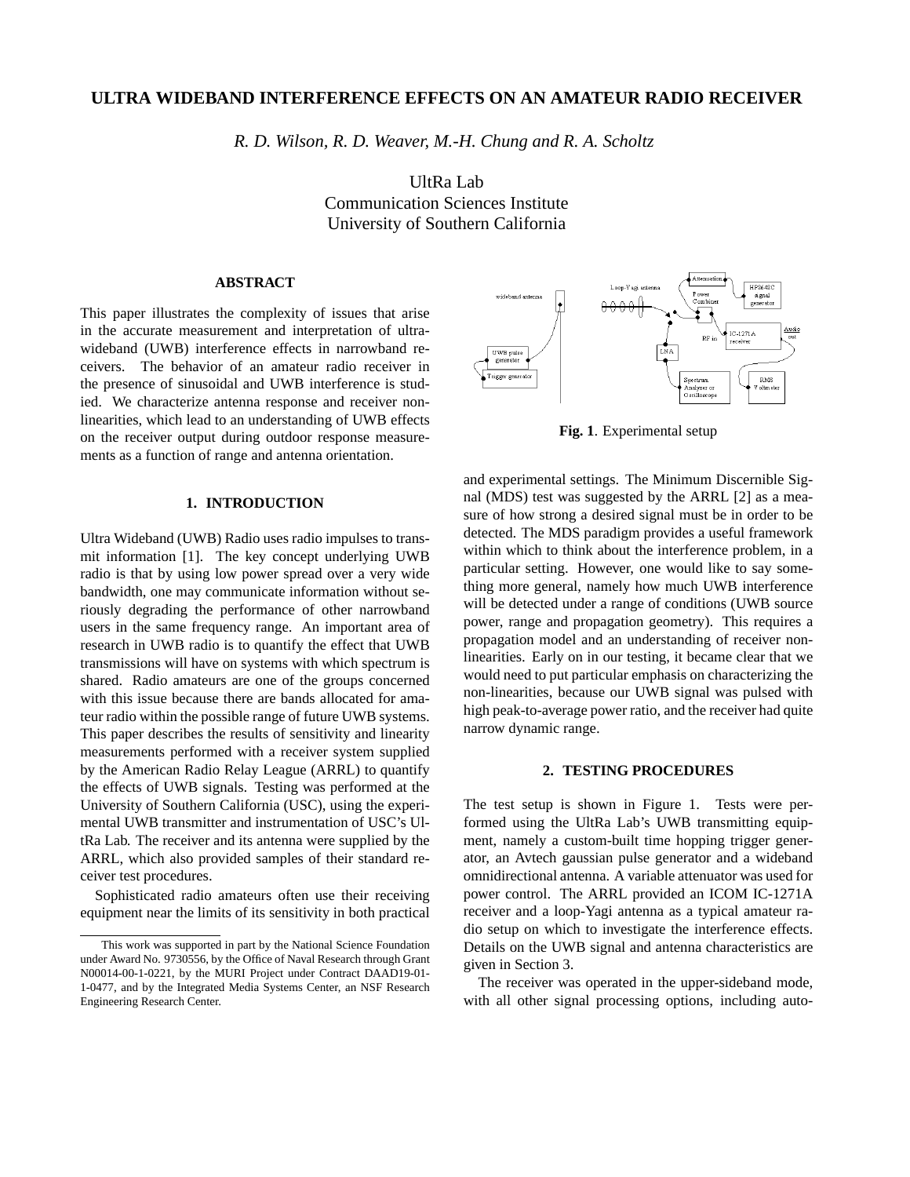# ULTRA WIDEBAND INTERFERENCE EFFECTS ON AN AMATEUR RADIO RECEIVER

*R. D. Wilson, R. D. Weaver, M.-H. Chung and R. A. Scholtz*

UltRa Lab
Communication Sciences Institute
University of Southern California

## ABSTRACT

This paper illustrates the complexity of issues that arise in the accurate measurement and interpretation of ultra-wideband (UWB) interference effects in narrowband receivers. The behavior of an amateur radio receiver in the presence of sinusoidal and UWB interference is studied. We characterize antenna response and receiver nonlinearities, which lead to an understanding of UWB effects on the receiver output during outdoor response measurements as a function of range and antenna orientation.

## 1. INTRODUCTION

Ultra Wideband (UWB) Radio uses radio impulses to transmit information [1]. The key concept underlying UWB radio is that by using low power spread over a very wide bandwidth, one may communicate information without seriously degrading the performance of other narrowband users in the same frequency range. An important area of research in UWB radio is to quantify the effect that UWB transmissions will have on systems with which spectrum is shared. Radio amateurs are one of the groups concerned with this issue because there are bands allocated for amateur radio within the possible range of future UWB systems. This paper describes the results of sensitivity and linearity measurements performed with a receiver system supplied by the American Radio Relay League (ARRL) to quantify the effects of UWB signals. Testing was performed at the University of Southern California (USC), using the experimental UWB transmitter and instrumentation of USC's UltRa Lab. The receiver and its antenna were supplied by the ARRL, which also provided samples of their standard receiver test procedures.

Sophisticated radio amateurs often use their receiving equipment near the limits of its sensitivity in both practical and experimental settings. The Minimum Discernible Signal (MDS) test was suggested by the ARRL [2] as a measure of how strong a desired signal must be in order to be detected. The MDS paradigm provides a useful framework within which to think about the interference problem, in a particular setting. However, one would like to say something more general, namely how much UWB interference will be detected under a range of conditions (UWB source power, range and propagation geometry). This requires a propagation model and an understanding of receiver nonlinearities. Early on in our testing, it became clear that we would need to put particular emphasis on characterizing the non-linearities, because our UWB signal was pulsed with high peak-to-average power ratio, and the receiver had quite narrow dynamic range.

**Fig. 1**. Experimental setup

## 2. TESTING PROCEDURES

The test setup is shown in Figure 1. Tests were performed using the UltRa Lab's UWB transmitting equipment, namely a custom-built time hopping trigger generator, an Avtech gaussian pulse generator and a wideband omnidirectional antenna. A variable attenuator was used for power control. The ARRL provided an ICOM IC-1271A receiver and a loop-Yagi antenna as a typical amateur radio setup on which to investigate the interference effects. Details on the UWB signal and antenna characteristics are given in Section 3.

The receiver was operated in the upper-sideband mode, with all other signal processing options, including auto-

---

This work was supported in part by the National Science Foundation under Award No. 9730556, by the Office of Naval Research through Grant N00014-00-1-0221, by the MURI Project under Contract DAAD19-01-1-0477, and by the Integrated Media Systems Center, an NSF Research Engineering Research Center.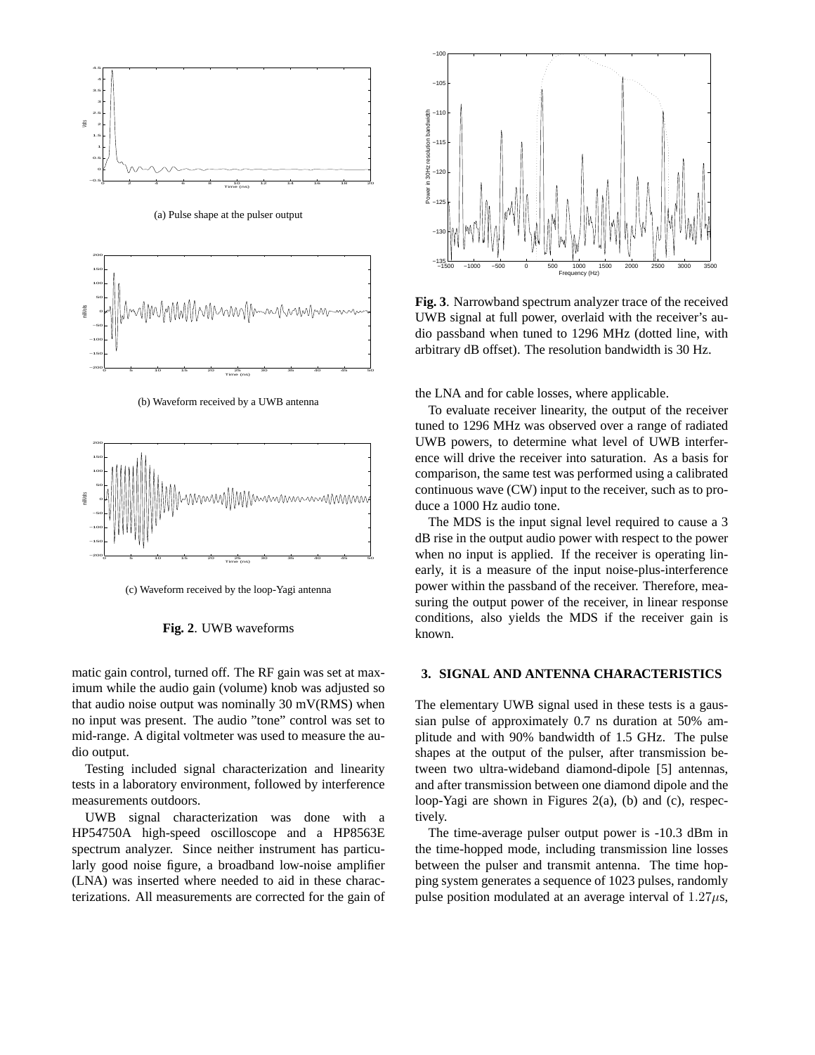(a) Pulse shape at the pulser output

(b) Waveform received by a UWB antenna

(c) Waveform received by the loop-Yagi antenna

**Fig. 2**. UWB waveforms

matic gain control, turned off. The RF gain was set at maximum while the audio gain (volume) knob was adjusted so that audio noise output was nominally 30 mV(RMS) when no input was present. The audio "tone" control was set to mid-range. A digital voltmeter was used to measure the audio output.

Testing included signal characterization and linearity tests in a laboratory environment, followed by interference measurements outdoors.

UWB signal characterization was done with a HP54750A high-speed oscilloscope and a HP8563E spectrum analyzer. Since neither instrument has particularly good noise figure, a broadband low-noise amplifier (LNA) was inserted where needed to aid in these characterizations. All measurements are corrected for the gain of the LNA and for cable losses, where applicable.

**Fig. 3**. Narrowband spectrum analyzer trace of the received UWB signal at full power, overlaid with the receiver's audio passband when tuned to 1296 MHz (dotted line, with arbitrary dB offset). The resolution bandwidth is 30 Hz.

To evaluate receiver linearity, the output of the receiver tuned to 1296 MHz was observed over a range of radiated UWB powers, to determine what level of UWB interference will drive the receiver into saturation. As a basis for comparison, the same test was performed using a calibrated continuous wave (CW) input to the receiver, such as to produce a 1000 Hz audio tone.

The MDS is the input signal level required to cause a 3 dB rise in the output audio power with respect to the power when no input is applied. If the receiver is operating linearly, it is a measure of the input noise-plus-interference power within the passband of the receiver. Therefore, measuring the output power of the receiver, in linear response conditions, also yields the MDS if the receiver gain is known.

## 3. SIGNAL AND ANTENNA CHARACTERISTICS

The elementary UWB signal used in these tests is a gaussian pulse of approximately 0.7 ns duration at 50% amplitude and with 90% bandwidth of 1.5 GHz. The pulse shapes at the output of the pulser, after transmission between two ultra-wideband diamond-dipole [5] antennas, and after transmission between one diamond dipole and the loop-Yagi are shown in Figures 2(a), (b) and (c), respectively.

The time-average pulser output power is -10.3 dBm in the time-hopped mode, including transmission line losses between the pulser and transmit antenna. The time hopping system generates a sequence of 1023 pulses, randomly pulse position modulated at an average interval of $1.27\mu$s,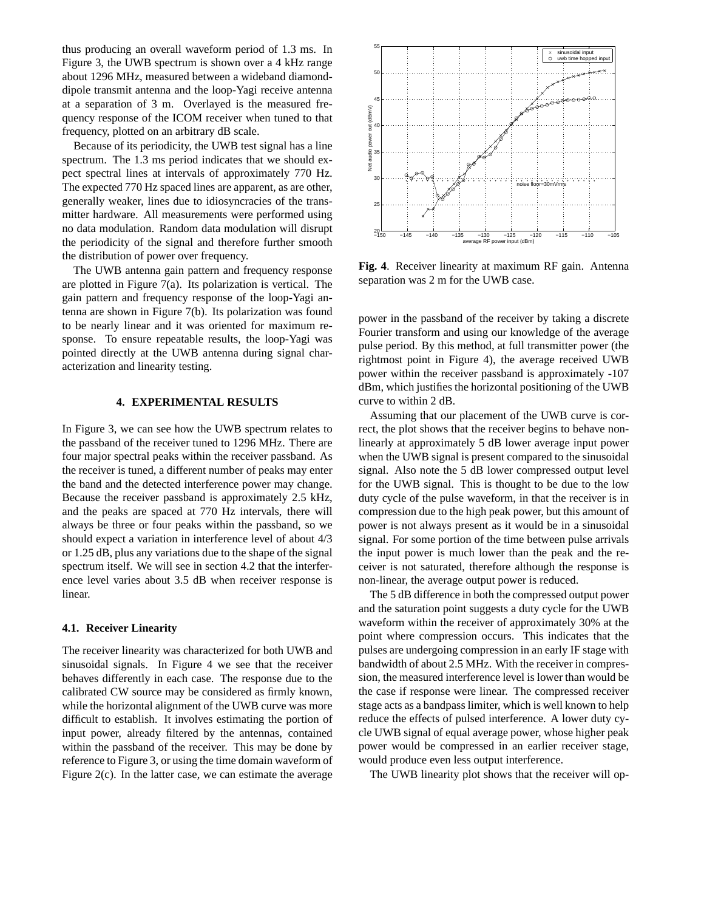thus producing an overall waveform period of 1.3 ms. In Figure 3, the UWB spectrum is shown over a 4 kHz range about 1296 MHz, measured between a wideband diamond-dipole transmit antenna and the loop-Yagi receive antenna at a separation of 3 m. Overlayed is the measured frequency response of the ICOM receiver when tuned to that frequency, plotted on an arbitrary dB scale.

Because of its periodicity, the UWB test signal has a line spectrum. The 1.3 ms period indicates that we should expect spectral lines at intervals of approximately 770 Hz. The expected 770 Hz spaced lines are apparent, as are other, generally weaker, lines due to idiosyncracies of the transmitter hardware. All measurements were performed using no data modulation. Random data modulation will disrupt the periodicity of the signal and therefore further smooth the distribution of power over frequency.

The UWB antenna gain pattern and frequency response are plotted in Figure 7(a). Its polarization is vertical. The gain pattern and frequency response of the loop-Yagi antenna are shown in Figure 7(b). Its polarization was found to be nearly linear and it was oriented for maximum response. To ensure repeatable results, the loop-Yagi was pointed directly at the UWB antenna during signal characterization and linearity testing.

## 4. EXPERIMENTAL RESULTS

In Figure 3, we can see how the UWB spectrum relates to the passband of the receiver tuned to 1296 MHz. There are four major spectral peaks within the receiver passband. As the receiver is tuned, a different number of peaks may enter the band and the detected interference power may change. Because the receiver passband is approximately 2.5 kHz, and the peaks are spaced at 770 Hz intervals, there will always be three or four peaks within the passband, so we should expect a variation in interference level of about 4/3 or 1.25 dB, plus any variations due to the shape of the signal spectrum itself. We will see in section 4.2 that the interference level varies about 3.5 dB when receiver response is linear.

### 4.1. Receiver Linearity

The receiver linearity was characterized for both UWB and sinusoidal signals. In Figure 4 we see that the receiver behaves differently in each case. The response due to the calibrated CW source may be considered as firmly known, while the horizontal alignment of the UWB curve was more difficult to establish. It involves estimating the portion of input power, already filtered by the antennas, contained within the passband of the receiver. This may be done by reference to Figure 3, or using the time domain waveform of Figure 2(c). In the latter case, we can estimate the average power in the passband of the receiver by taking a discrete Fourier transform and using our knowledge of the average pulse period. By this method, at full transmitter power (the rightmost point in Figure 4), the average received UWB power within the receiver passband is approximately -107 dBm, which justifies the horizontal positioning of the UWB curve to within 2 dB.

**Fig. 4**. Receiver linearity at maximum RF gain. Antenna separation was 2 m for the UWB case.

Assuming that our placement of the UWB curve is correct, the plot shows that the receiver begins to behave nonlinearly at approximately 5 dB lower average input power when the UWB signal is present compared to the sinusoidal signal. Also note the 5 dB lower compressed output level for the UWB signal. This is thought to be due to the low duty cycle of the pulse waveform, in that the receiver is in compression due to the high peak power, but this amount of power is not always present as it would be in a sinusoidal signal. For some portion of the time between pulse arrivals the input power is much lower than the peak and the receiver is not saturated, therefore although the response is non-linear, the average output power is reduced.

The 5 dB difference in both the compressed output power and the saturation point suggests a duty cycle for the UWB waveform within the receiver of approximately 30% at the point where compression occurs. This indicates that the pulses are undergoing compression in an early IF stage with bandwidth of about 2.5 MHz. With the receiver in compression, the measured interference level is lower than would be the case if response were linear. The compressed receiver stage acts as a bandpass limiter, which is well known to help reduce the effects of pulsed interference. A lower duty cycle UWB signal of equal average power, whose higher peak power would be compressed in an earlier receiver stage, would produce even less output interference.

The UWB linearity plot shows that the receiver will op-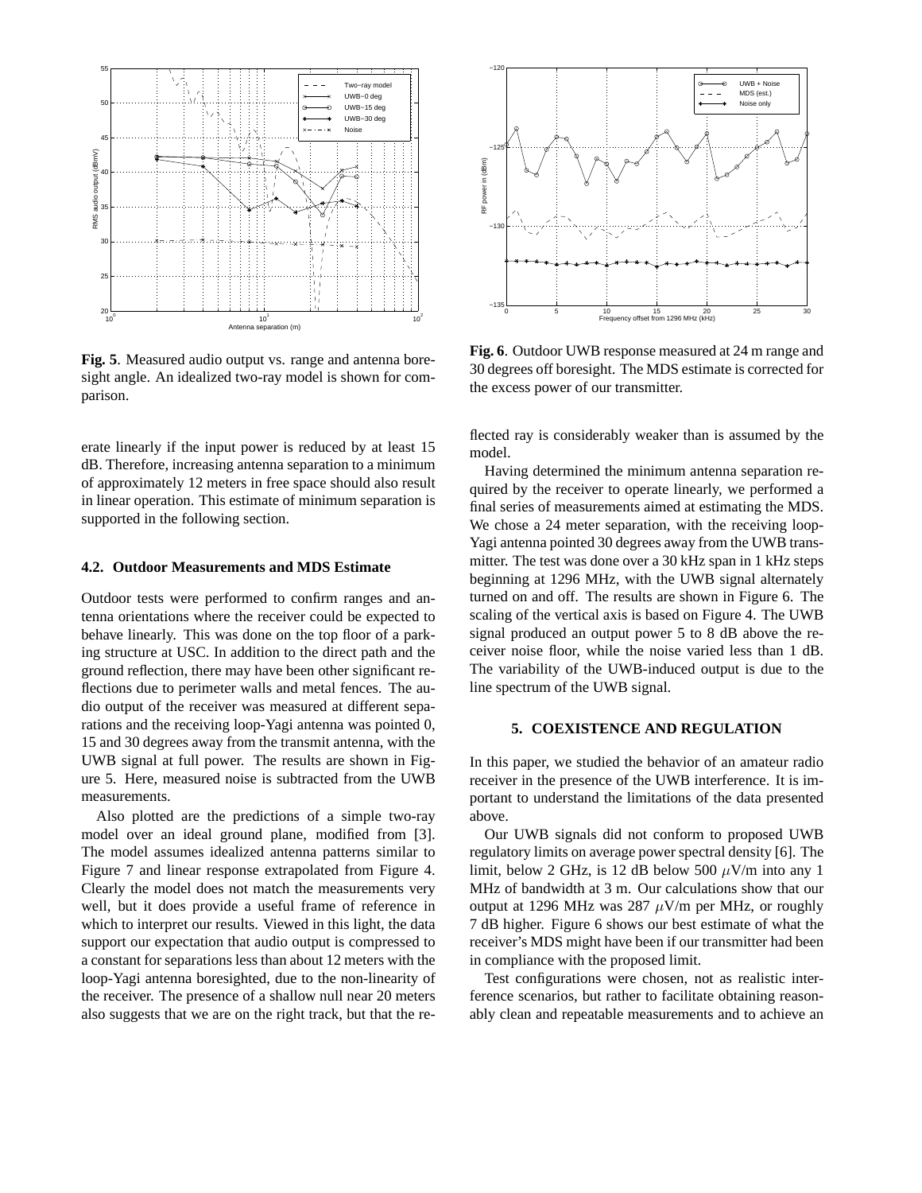**Fig. 5**. Measured audio output vs. range and antenna boresight angle. An idealized two-ray model is shown for comparison.

**Fig. 6**. Outdoor UWB response measured at 24 m range and 30 degrees off boresight. The MDS estimate is corrected for the excess power of our transmitter.

erate linearly if the input power is reduced by at least 15 dB. Therefore, increasing antenna separation to a minimum of approximately 12 meters in free space should also result in linear operation. This estimate of minimum separation is supported in the following section.

### 4.2. Outdoor Measurements and MDS Estimate

Outdoor tests were performed to confirm ranges and antenna orientations where the receiver could be expected to behave linearly. This was done on the top floor of a parking structure at USC. In addition to the direct path and the ground reflection, there may have been other significant reflections due to perimeter walls and metal fences. The audio output of the receiver was measured at different separations and the receiving loop-Yagi antenna was pointed 0, 15 and 30 degrees away from the transmit antenna, with the UWB signal at full power. The results are shown in Figure 5. Here, measured noise is subtracted from the UWB measurements.

Also plotted are the predictions of a simple two-ray model over an ideal ground plane, modified from [3]. The model assumes idealized antenna patterns similar to Figure 7 and linear response extrapolated from Figure 4. Clearly the model does not match the measurements very well, but it does provide a useful frame of reference in which to interpret our results. Viewed in this light, the data support our expectation that audio output is compressed to a constant for separations less than about 12 meters with the loop-Yagi antenna boresighted, due to the non-linearity of the receiver. The presence of a shallow null near 20 meters also suggests that we are on the right track, but that the reflected ray is considerably weaker than is assumed by the model.

Having determined the minimum antenna separation required by the receiver to operate linearly, we performed a final series of measurements aimed at estimating the MDS. We chose a 24 meter separation, with the receiving loop-Yagi antenna pointed 30 degrees away from the UWB transmitter. The test was done over a 30 kHz span in 1 kHz steps beginning at 1296 MHz, with the UWB signal alternately turned on and off. The results are shown in Figure 6. The scaling of the vertical axis is based on Figure 4. The UWB signal produced an output power 5 to 8 dB above the receiver noise floor, while the noise varied less than 1 dB. The variability of the UWB-induced output is due to the line spectrum of the UWB signal.

## 5. COEXISTENCE AND REGULATION

In this paper, we studied the behavior of an amateur radio receiver in the presence of the UWB interference. It is important to understand the limitations of the data presented above.

Our UWB signals did not conform to proposed UWB regulatory limits on average power spectral density [6]. The limit, below 2 GHz, is 12 dB below 500 $\mu$V/m into any 1 MHz of bandwidth at 3 m. Our calculations show that our output at 1296 MHz was 287 $\mu$V/m per MHz, or roughly 7 dB higher. Figure 6 shows our best estimate of what the receiver's MDS might have been if our transmitter had been in compliance with the proposed limit.

Test configurations were chosen, not as realistic interference scenarios, but rather to facilitate obtaining reasonably clean and repeatable measurements and to achieve an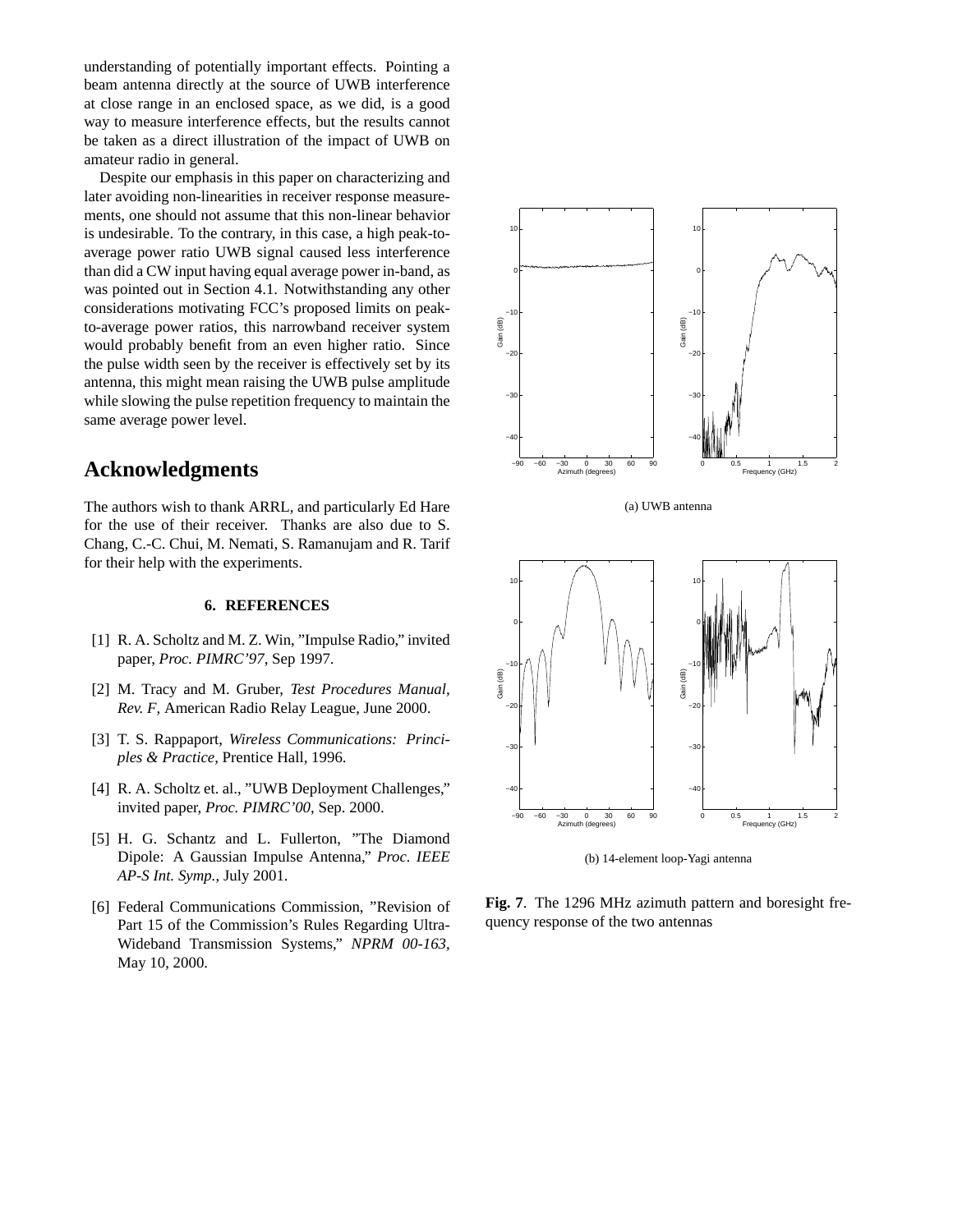understanding of potentially important effects. Pointing a beam antenna directly at the source of UWB interference at close range in an enclosed space, as we did, is a good way to measure interference effects, but the results cannot be taken as a direct illustration of the impact of UWB on amateur radio in general.

Despite our emphasis in this paper on characterizing and later avoiding non-linearities in receiver response measurements, one should not assume that this non-linear behavior is undesirable. To the contrary, in this case, a high peak-to-average power ratio UWB signal caused less interference than did a CW input having equal average power in-band, as was pointed out in Section 4.1. Notwithstanding any other considerations motivating FCC's proposed limits on peak-to-average power ratios, this narrowband receiver system would probably benefit from an even higher ratio. Since the pulse width seen by the receiver is effectively set by its antenna, this might mean raising the UWB pulse amplitude while slowing the pulse repetition frequency to maintain the same average power level.

## Acknowledgments

The authors wish to thank ARRL, and particularly Ed Hare for the use of their receiver. Thanks are also due to S. Chang, C.-C. Chui, M. Nemati, S. Ramanujam and R. Tarif for their help with the experiments.

### 6. REFERENCES

[1] R. A. Scholtz and M. Z. Win, "Impulse Radio," invited paper, *Proc. PIMRC'97*, Sep 1997.

[2] M. Tracy and M. Gruber, *Test Procedures Manual, Rev. F*, American Radio Relay League, June 2000.

[3] T. S. Rappaport, *Wireless Communications: Principles & Practice*, Prentice Hall, 1996.

[4] R. A. Scholtz et. al., "UWB Deployment Challenges," invited paper, *Proc. PIMRC'00*, Sep. 2000.

[5] H. G. Schantz and L. Fullerton, "The Diamond Dipole: A Gaussian Impulse Antenna," *Proc. IEEE AP-S Int. Symp.*, July 2001.

[6] Federal Communications Commission, "Revision of Part 15 of the Commission's Rules Regarding Ultra-Wideband Transmission Systems," *NPRM 00-163*, May 10, 2000.

Gain (dB)
10
0
−10
−20
−30
−40
−90 −60 −30 0 30 60 90
Azimuth (degrees)

Gain (dB)
10
0
−10
−20
−30
−40
0 0.5 1 1.5 2
Frequency (GHz)

(a) UWB antenna

Gain (dB)
10
0
−10
−20
−30
−40
−90 −60 −30 0 30 60 90
Azimuth (degrees)

Gain (dB)
10
0
−10
−20
−30
−40
0 0.5 1 1.5 2
Frequency (GHz)

(b) 14-element loop-Yagi antenna

**Fig. 7**. The 1296 MHz azimuth pattern and boresight frequency response of the two antennas